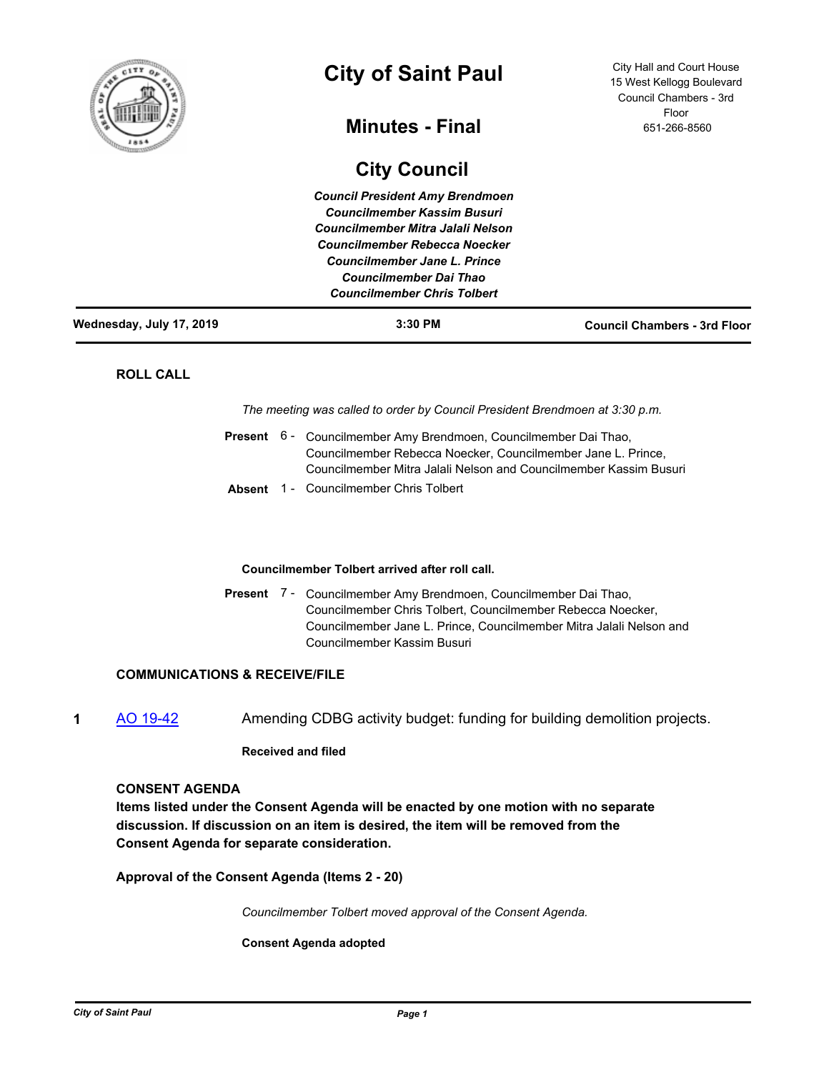# City of Saint Paul

City Hall and Court House
15 West Kellogg Boulevard
Council Chambers - 3rd Floor
651-266-8560

## Minutes - Final

## City Council

***Council President Amy Brendmoen***
***Councilmember Kassim Busuri***
***Councilmember Mitra Jalali Nelson***
***Councilmember Rebecca Noecker***
***Councilmember Jane L. Prince***
***Councilmember Dai Thao***
***Councilmember Chris Tolbert***

**Wednesday, July 17, 2019** | **3:30 PM** | **Council Chambers - 3rd Floor**

### ROLL CALL

*The meeting was called to order by Council President Brendmoen at 3:30 p.m.*

**Present** 6 - Councilmember Amy Brendmoen, Councilmember Dai Thao, Councilmember Rebecca Noecker, Councilmember Jane L. Prince, Councilmember Mitra Jalali Nelson and Councilmember Kassim Busuri

**Absent** 1 - Councilmember Chris Tolbert

**Councilmember Tolbert arrived after roll call.**

**Present** 7 - Councilmember Amy Brendmoen, Councilmember Dai Thao, Councilmember Chris Tolbert, Councilmember Rebecca Noecker, Councilmember Jane L. Prince, Councilmember Mitra Jalali Nelson and Councilmember Kassim Busuri

### COMMUNICATIONS & RECEIVE/FILE

**1** AO 19-42 Amending CDBG activity budget: funding for building demolition projects.

**Received and filed**

### CONSENT AGENDA

**Items listed under the Consent Agenda will be enacted by one motion with no separate discussion. If discussion on an item is desired, the item will be removed from the Consent Agenda for separate consideration.**

**Approval of the Consent Agenda (Items 2 - 20)**

*Councilmember Tolbert moved approval of the Consent Agenda.*

**Consent Agenda adopted**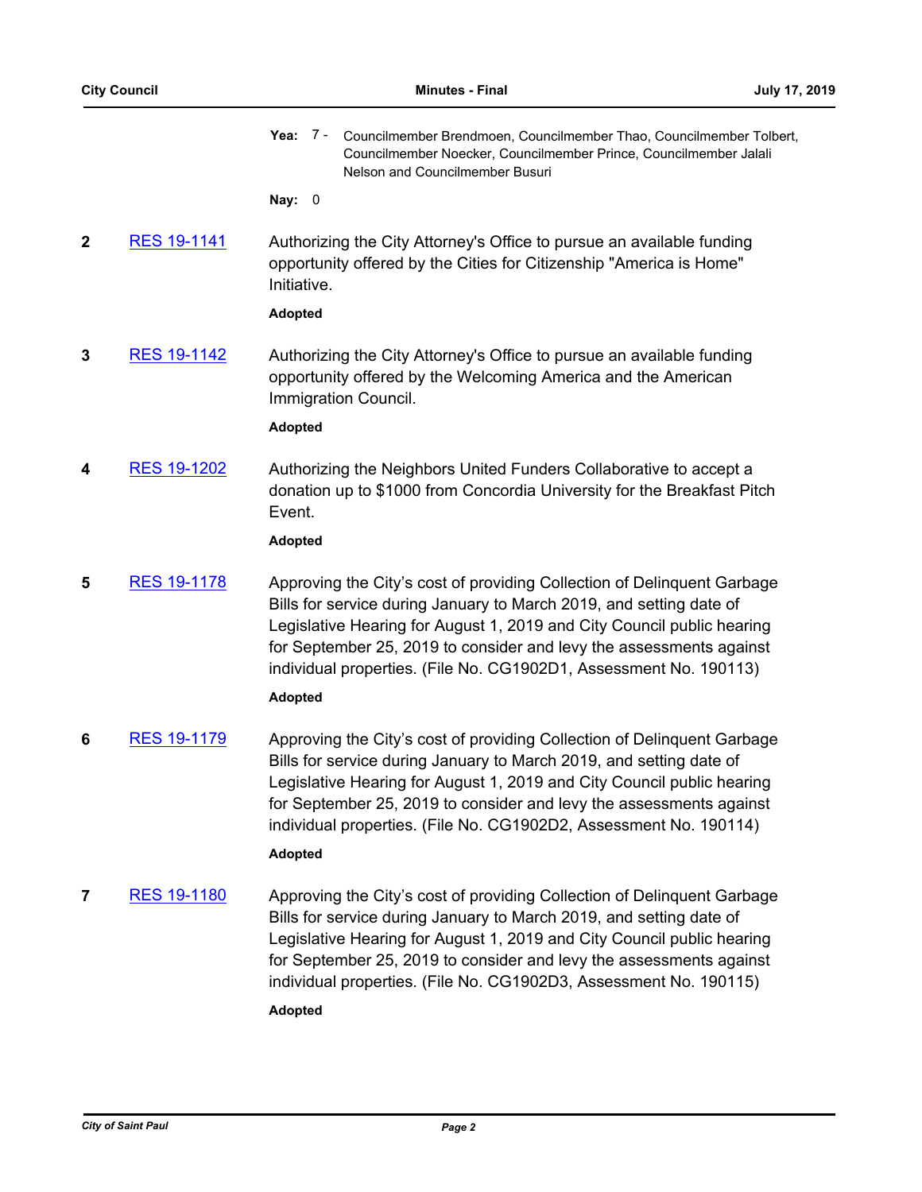**Yea:** 7 - Councilmember Brendmoen, Councilmember Thao, Councilmember Tolbert, Councilmember Noecker, Councilmember Prince, Councilmember Jalali Nelson and Councilmember Busuri

**Nay:** 0

**2** RES 19-1141 — Authorizing the City Attorney's Office to pursue an available funding opportunity offered by the Cities for Citizenship "America is Home" Initiative.

**Adopted**

**3** RES 19-1142 — Authorizing the City Attorney's Office to pursue an available funding opportunity offered by the Welcoming America and the American Immigration Council.

**Adopted**

**4** RES 19-1202 — Authorizing the Neighbors United Funders Collaborative to accept a donation up to $1000 from Concordia University for the Breakfast Pitch Event.

**Adopted**

**5** RES 19-1178 — Approving the City's cost of providing Collection of Delinquent Garbage Bills for service during January to March 2019, and setting date of Legislative Hearing for August 1, 2019 and City Council public hearing for September 25, 2019 to consider and levy the assessments against individual properties. (File No. CG1902D1, Assessment No. 190113)

**Adopted**

**6** RES 19-1179 — Approving the City's cost of providing Collection of Delinquent Garbage Bills for service during January to March 2019, and setting date of Legislative Hearing for August 1, 2019 and City Council public hearing for September 25, 2019 to consider and levy the assessments against individual properties. (File No. CG1902D2, Assessment No. 190114)

**Adopted**

**7** RES 19-1180 — Approving the City's cost of providing Collection of Delinquent Garbage Bills for service during January to March 2019, and setting date of Legislative Hearing for August 1, 2019 and City Council public hearing for September 25, 2019 to consider and levy the assessments against individual properties. (File No. CG1902D3, Assessment No. 190115)

**Adopted**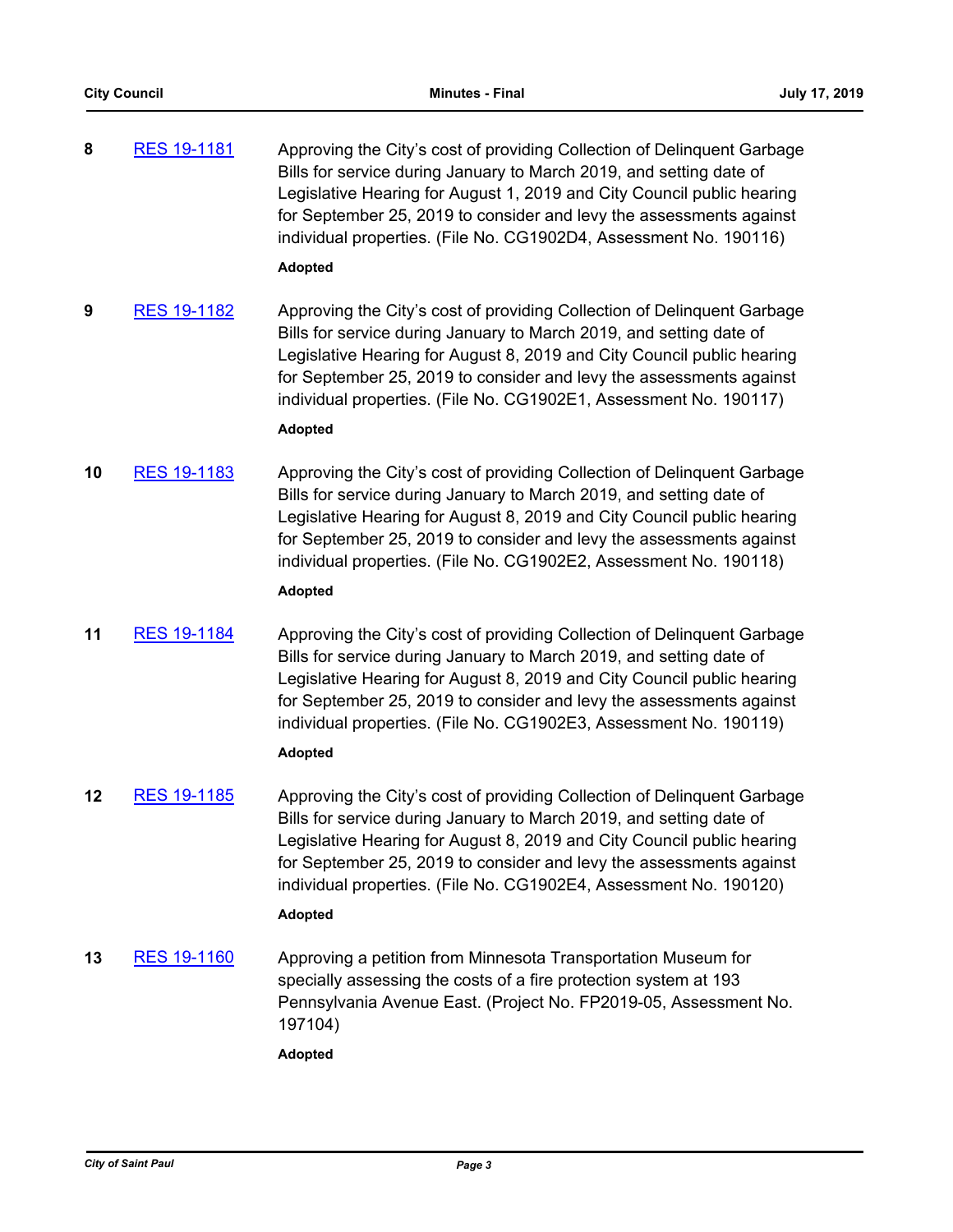**8** [RES 19-1181]

Approving the City's cost of providing Collection of Delinquent Garbage Bills for service during January to March 2019, and setting date of Legislative Hearing for August 1, 2019 and City Council public hearing for September 25, 2019 to consider and levy the assessments against individual properties. (File No. CG1902D4, Assessment No. 190116)

**Adopted**

**9** [RES 19-1182]

Approving the City's cost of providing Collection of Delinquent Garbage Bills for service during January to March 2019, and setting date of Legislative Hearing for August 8, 2019 and City Council public hearing for September 25, 2019 to consider and levy the assessments against individual properties. (File No. CG1902E1, Assessment No. 190117)

**Adopted**

**10** [RES 19-1183]

Approving the City's cost of providing Collection of Delinquent Garbage Bills for service during January to March 2019, and setting date of Legislative Hearing for August 8, 2019 and City Council public hearing for September 25, 2019 to consider and levy the assessments against individual properties. (File No. CG1902E2, Assessment No. 190118)

**Adopted**

**11** [RES 19-1184]

Approving the City's cost of providing Collection of Delinquent Garbage Bills for service during January to March 2019, and setting date of Legislative Hearing for August 8, 2019 and City Council public hearing for September 25, 2019 to consider and levy the assessments against individual properties. (File No. CG1902E3, Assessment No. 190119)

**Adopted**

**12** [RES 19-1185]

Approving the City's cost of providing Collection of Delinquent Garbage Bills for service during January to March 2019, and setting date of Legislative Hearing for August 8, 2019 and City Council public hearing for September 25, 2019 to consider and levy the assessments against individual properties. (File No. CG1902E4, Assessment No. 190120)

**Adopted**

**13** [RES 19-1160]

Approving a petition from Minnesota Transportation Museum for specially assessing the costs of a fire protection system at 193 Pennsylvania Avenue East. (Project No. FP2019-05, Assessment No. 197104)

**Adopted**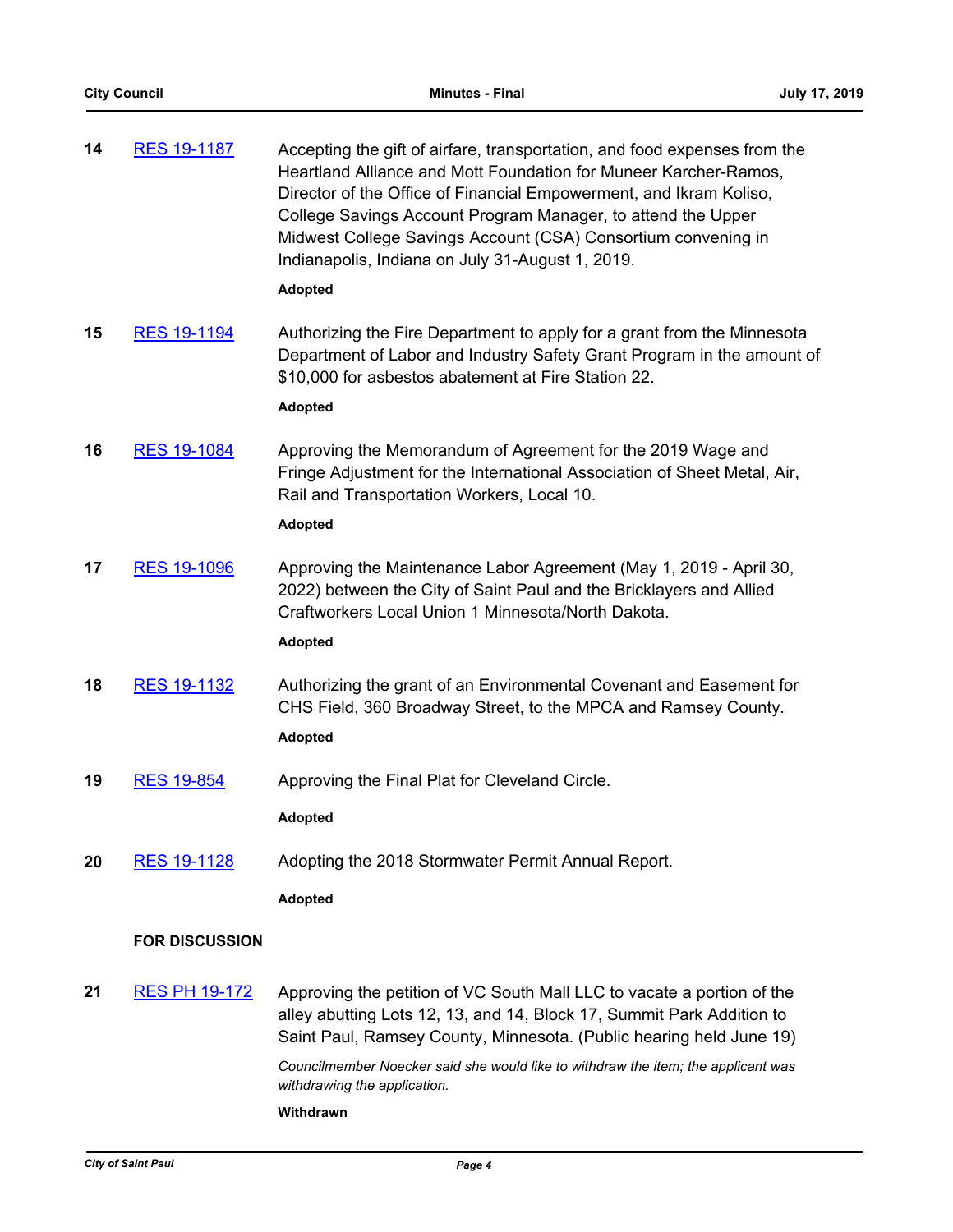**14** RES 19-1187

Accepting the gift of airfare, transportation, and food expenses from the Heartland Alliance and Mott Foundation for Muneer Karcher-Ramos, Director of the Office of Financial Empowerment, and Ikram Koliso, College Savings Account Program Manager, to attend the Upper Midwest College Savings Account (CSA) Consortium convening in Indianapolis, Indiana on July 31-August 1, 2019.

**Adopted**

**15** RES 19-1194

Authorizing the Fire Department to apply for a grant from the Minnesota Department of Labor and Industry Safety Grant Program in the amount of $10,000 for asbestos abatement at Fire Station 22.

**Adopted**

**16** RES 19-1084

Approving the Memorandum of Agreement for the 2019 Wage and Fringe Adjustment for the International Association of Sheet Metal, Air, Rail and Transportation Workers, Local 10.

**Adopted**

**17** RES 19-1096

Approving the Maintenance Labor Agreement (May 1, 2019 - April 30, 2022) between the City of Saint Paul and the Bricklayers and Allied Craftworkers Local Union 1 Minnesota/North Dakota.

**Adopted**

**18** RES 19-1132

Authorizing the grant of an Environmental Covenant and Easement for CHS Field, 360 Broadway Street, to the MPCA and Ramsey County.

**Adopted**

**19** RES 19-854

Approving the Final Plat for Cleveland Circle.

**Adopted**

**20** RES 19-1128

Adopting the 2018 Stormwater Permit Annual Report.

**Adopted**

**FOR DISCUSSION**

**21** RES PH 19-172

Approving the petition of VC South Mall LLC to vacate a portion of the alley abutting Lots 12, 13, and 14, Block 17, Summit Park Addition to Saint Paul, Ramsey County, Minnesota. (Public hearing held June 19)

*Councilmember Noecker said she would like to withdraw the item; the applicant was withdrawing the application.*

**Withdrawn**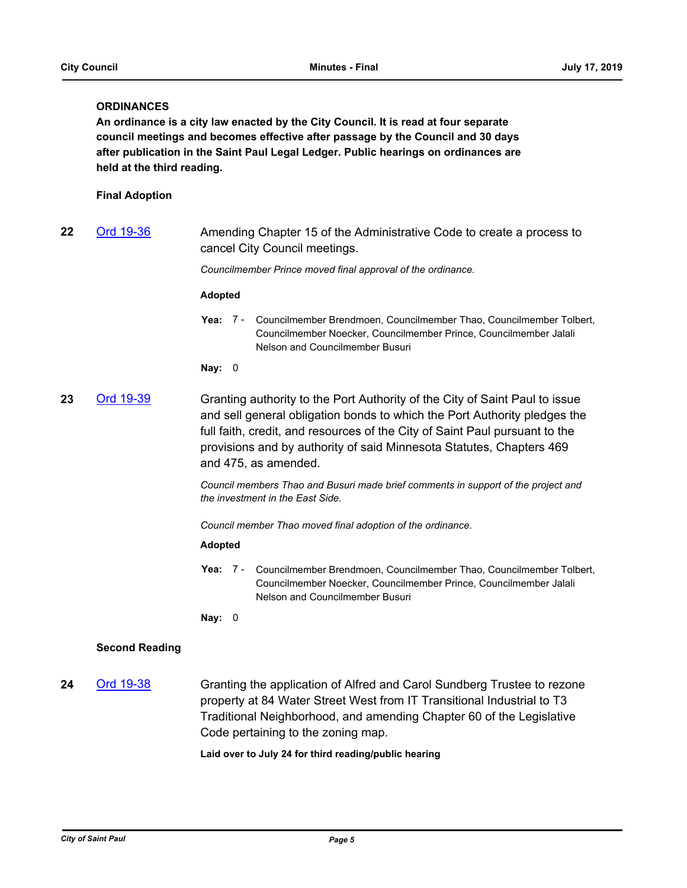## ORDINANCES

**An ordinance is a city law enacted by the City Council. It is read at four separate council meetings and becomes effective after passage by the Council and 30 days after publication in the Saint Paul Legal Ledger. Public hearings on ordinances are held at the third reading.**

### Final Adoption

**22** Ord 19-36

Amending Chapter 15 of the Administrative Code to create a process to cancel City Council meetings.

*Councilmember Prince moved final approval of the ordinance.*

**Adopted**

**Yea:** 7 - Councilmember Brendmoen, Councilmember Thao, Councilmember Tolbert, Councilmember Noecker, Councilmember Prince, Councilmember Jalali Nelson and Councilmember Busuri

**Nay:** 0

**23** Ord 19-39

Granting authority to the Port Authority of the City of Saint Paul to issue and sell general obligation bonds to which the Port Authority pledges the full faith, credit, and resources of the City of Saint Paul pursuant to the provisions and by authority of said Minnesota Statutes, Chapters 469 and 475, as amended.

*Council members Thao and Busuri made brief comments in support of the project and the investment in the East Side.*

*Council member Thao moved final adoption of the ordinance.*

**Adopted**

**Yea:** 7 - Councilmember Brendmoen, Councilmember Thao, Councilmember Tolbert, Councilmember Noecker, Councilmember Prince, Councilmember Jalali Nelson and Councilmember Busuri

**Nay:** 0

### Second Reading

**24** Ord 19-38

Granting the application of Alfred and Carol Sundberg Trustee to rezone property at 84 Water Street West from IT Transitional Industrial to T3 Traditional Neighborhood, and amending Chapter 60 of the Legislative Code pertaining to the zoning map.

**Laid over to July 24 for third reading/public hearing**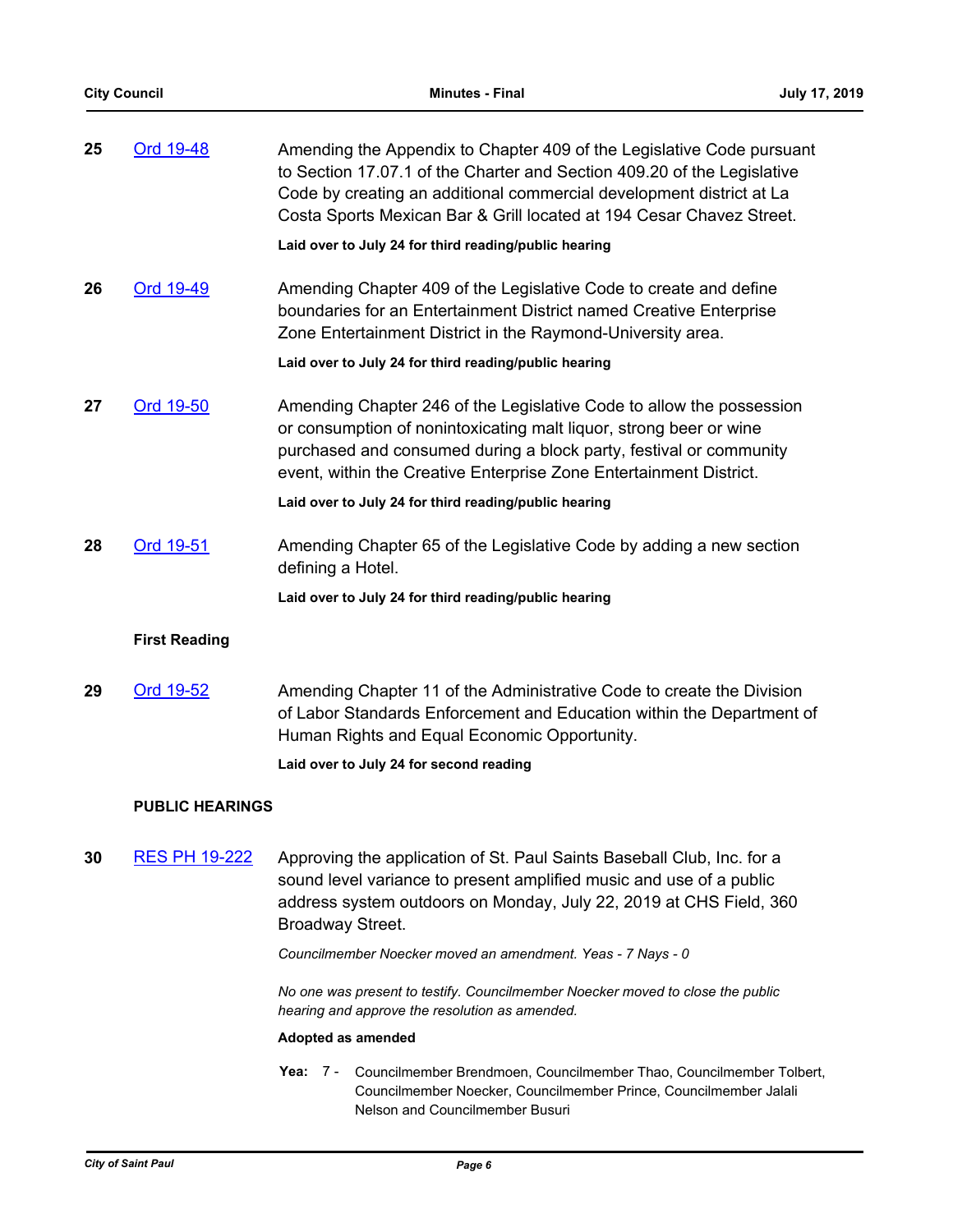**25** Ord 19-48

Amending the Appendix to Chapter 409 of the Legislative Code pursuant to Section 17.07.1 of the Charter and Section 409.20 of the Legislative Code by creating an additional commercial development district at La Costa Sports Mexican Bar & Grill located at 194 Cesar Chavez Street.

**Laid over to July 24 for third reading/public hearing**

**26** Ord 19-49

Amending Chapter 409 of the Legislative Code to create and define boundaries for an Entertainment District named Creative Enterprise Zone Entertainment District in the Raymond-University area.

**Laid over to July 24 for third reading/public hearing**

**27** Ord 19-50

Amending Chapter 246 of the Legislative Code to allow the possession or consumption of nonintoxicating malt liquor, strong beer or wine purchased and consumed during a block party, festival or community event, within the Creative Enterprise Zone Entertainment District.

**Laid over to July 24 for third reading/public hearing**

**28** Ord 19-51

Amending Chapter 65 of the Legislative Code by adding a new section defining a Hotel.

**Laid over to July 24 for third reading/public hearing**

**First Reading**

**29** Ord 19-52

Amending Chapter 11 of the Administrative Code to create the Division of Labor Standards Enforcement and Education within the Department of Human Rights and Equal Economic Opportunity.

**Laid over to July 24 for second reading**

**PUBLIC HEARINGS**

**30** RES PH 19-222

Approving the application of St. Paul Saints Baseball Club, Inc. for a sound level variance to present amplified music and use of a public address system outdoors on Monday, July 22, 2019 at CHS Field, 360 Broadway Street.

*Councilmember Noecker moved an amendment. Yeas - 7 Nays - 0*

*No one was present to testify. Councilmember Noecker moved to close the public hearing and approve the resolution as amended.*

**Adopted as amended**

**Yea:** 7 - Councilmember Brendmoen, Councilmember Thao, Councilmember Tolbert, Councilmember Noecker, Councilmember Prince, Councilmember Jalali Nelson and Councilmember Busuri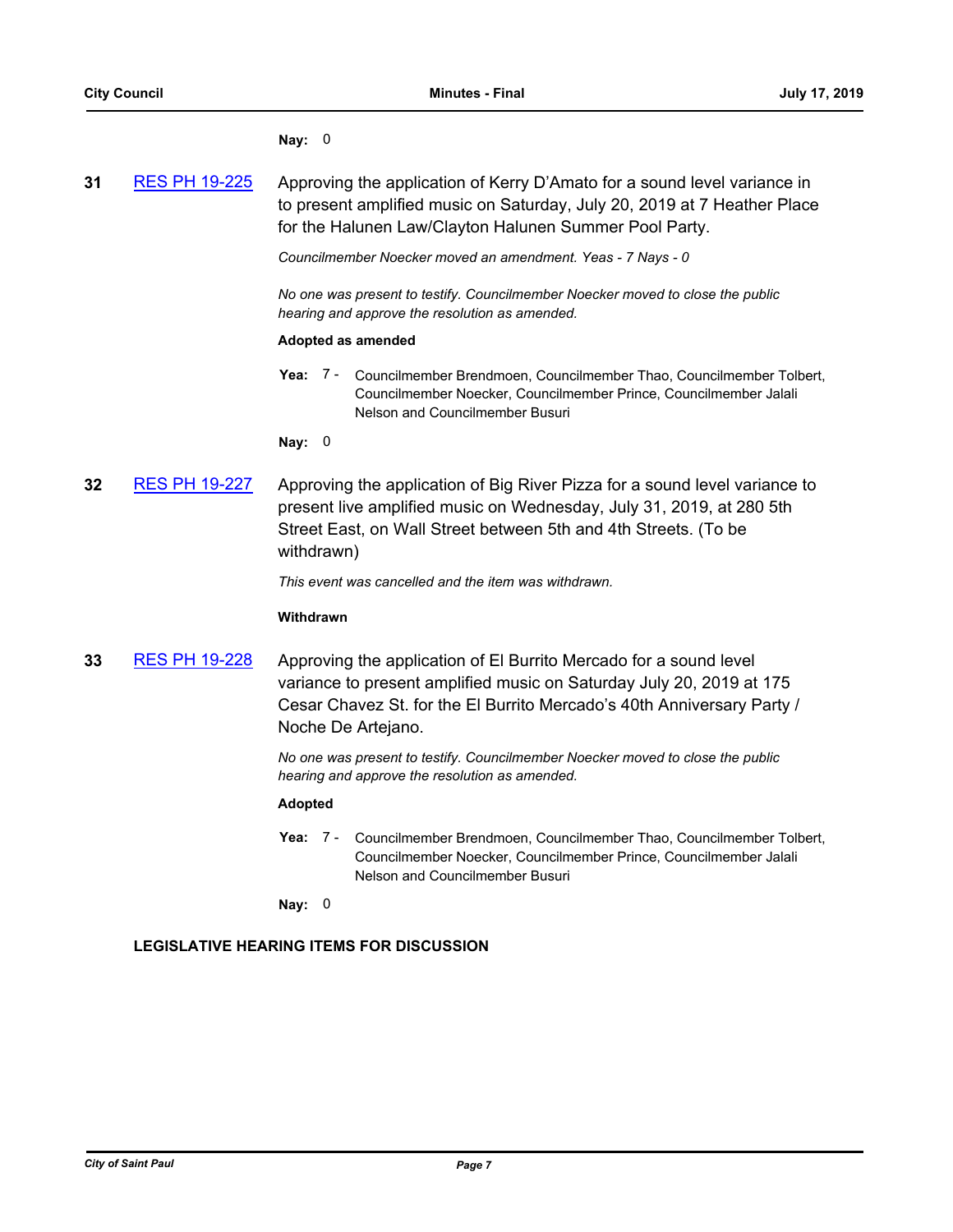**Nay:** 0

**31** RES PH 19-225 Approving the application of Kerry D'Amato for a sound level variance in to present amplified music on Saturday, July 20, 2019 at 7 Heather Place for the Halunen Law/Clayton Halunen Summer Pool Party.

*Councilmember Noecker moved an amendment. Yeas - 7 Nays - 0*

*No one was present to testify. Councilmember Noecker moved to close the public hearing and approve the resolution as amended.*

**Adopted as amended**

**Yea:** 7 - Councilmember Brendmoen, Councilmember Thao, Councilmember Tolbert, Councilmember Noecker, Councilmember Prince, Councilmember Jalali Nelson and Councilmember Busuri

**Nay:** 0

**32** RES PH 19-227 Approving the application of Big River Pizza for a sound level variance to present live amplified music on Wednesday, July 31, 2019, at 280 5th Street East, on Wall Street between 5th and 4th Streets. (To be withdrawn)

*This event was cancelled and the item was withdrawn.*

**Withdrawn**

**33** RES PH 19-228 Approving the application of El Burrito Mercado for a sound level variance to present amplified music on Saturday July 20, 2019 at 175 Cesar Chavez St. for the El Burrito Mercado's 40th Anniversary Party / Noche De Artejano.

*No one was present to testify. Councilmember Noecker moved to close the public hearing and approve the resolution as amended.*

**Adopted**

**Yea:** 7 - Councilmember Brendmoen, Councilmember Thao, Councilmember Tolbert, Councilmember Noecker, Councilmember Prince, Councilmember Jalali Nelson and Councilmember Busuri

**Nay:** 0

## LEGISLATIVE HEARING ITEMS FOR DISCUSSION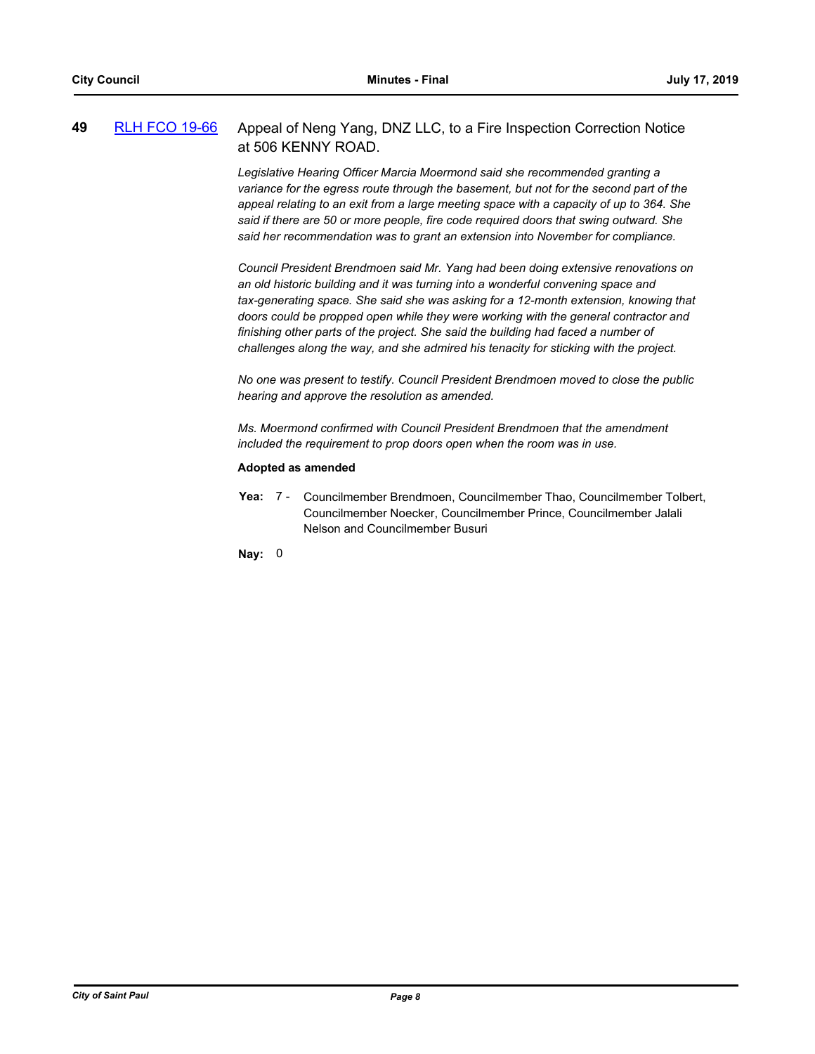**49** [RLH FCO 19-66](RLH FCO 19-66) Appeal of Neng Yang, DNZ LLC, to a Fire Inspection Correction Notice at 506 KENNY ROAD.

*Legislative Hearing Officer Marcia Moermond said she recommended granting a variance for the egress route through the basement, but not for the second part of the appeal relating to an exit from a large meeting space with a capacity of up to 364. She said if there are 50 or more people, fire code required doors that swing outward. She said her recommendation was to grant an extension into November for compliance.*

*Council President Brendmoen said Mr. Yang had been doing extensive renovations on an old historic building and it was turning into a wonderful convening space and tax-generating space. She said she was asking for a 12-month extension, knowing that doors could be propped open while they were working with the general contractor and finishing other parts of the project. She said the building had faced a number of challenges along the way, and she admired his tenacity for sticking with the project.*

*No one was present to testify. Council President Brendmoen moved to close the public hearing and approve the resolution as amended.*

*Ms. Moermond confirmed with Council President Brendmoen that the amendment included the requirement to prop doors open when the room was in use.*

**Adopted as amended**

**Yea:** 7 - Councilmember Brendmoen, Councilmember Thao, Councilmember Tolbert, Councilmember Noecker, Councilmember Prince, Councilmember Jalali Nelson and Councilmember Busuri

**Nay:** 0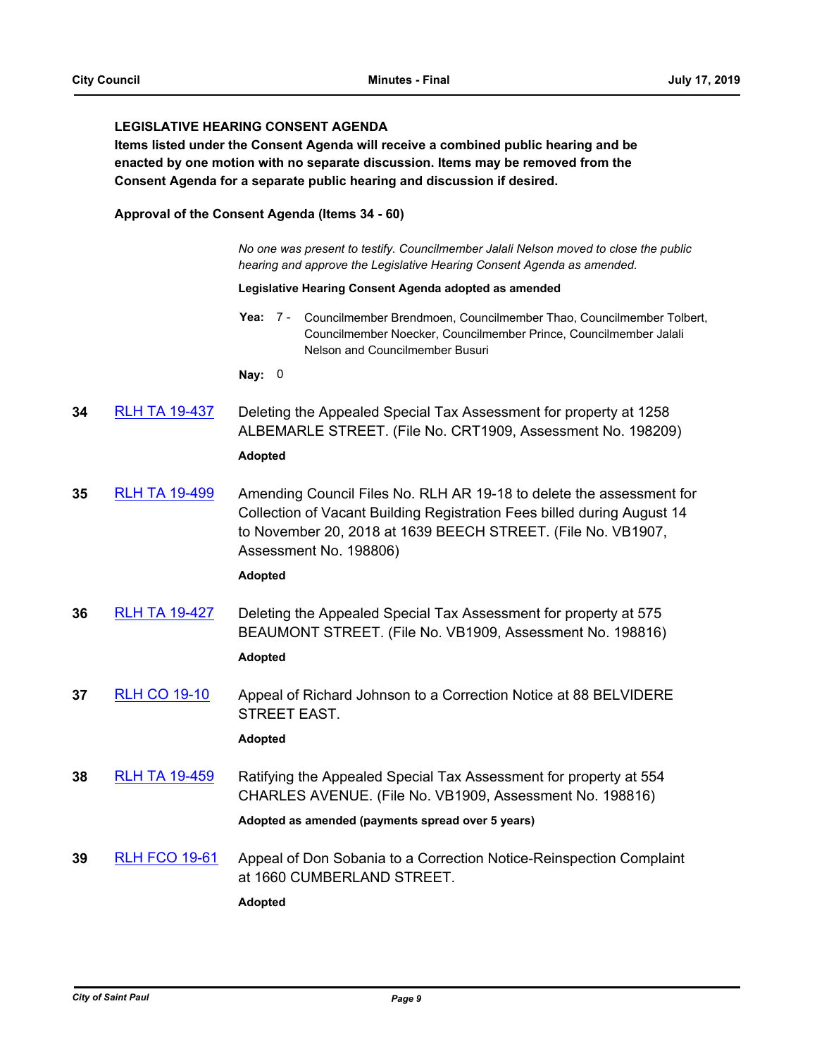### LEGISLATIVE HEARING CONSENT AGENDA

**Items listed under the Consent Agenda will receive a combined public hearing and be enacted by one motion with no separate discussion. Items may be removed from the Consent Agenda for a separate public hearing and discussion if desired.**

**Approval of the Consent Agenda (Items 34 - 60)**

*No one was present to testify. Councilmember Jalali Nelson moved to close the public hearing and approve the Legislative Hearing Consent Agenda as amended.*

**Legislative Hearing Consent Agenda adopted as amended**

**Yea:** 7 - Councilmember Brendmoen, Councilmember Thao, Councilmember Tolbert, Councilmember Noecker, Councilmember Prince, Councilmember Jalali Nelson and Councilmember Busuri

**Nay:** 0

**34** RLH TA 19-437 — Deleting the Appealed Special Tax Assessment for property at 1258 ALBEMARLE STREET. (File No. CRT1909, Assessment No. 198209)

**Adopted**

**35** RLH TA 19-499 — Amending Council Files No. RLH AR 19-18 to delete the assessment for Collection of Vacant Building Registration Fees billed during August 14 to November 20, 2018 at 1639 BEECH STREET. (File No. VB1907, Assessment No. 198806)

**Adopted**

**36** RLH TA 19-427 — Deleting the Appealed Special Tax Assessment for property at 575 BEAUMONT STREET. (File No. VB1909, Assessment No. 198816)

**Adopted**

**37** RLH CO 19-10 — Appeal of Richard Johnson to a Correction Notice at 88 BELVIDERE STREET EAST.

**Adopted**

**38** RLH TA 19-459 — Ratifying the Appealed Special Tax Assessment for property at 554 CHARLES AVENUE. (File No. VB1909, Assessment No. 198816)

**Adopted as amended (payments spread over 5 years)**

**39** RLH FCO 19-61 — Appeal of Don Sobania to a Correction Notice-Reinspection Complaint at 1660 CUMBERLAND STREET.

**Adopted**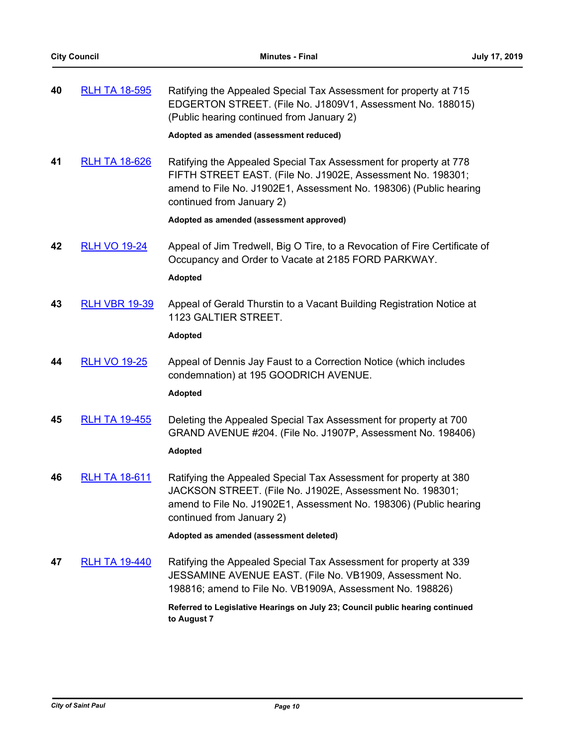**40** RLH TA 18-595 Ratifying the Appealed Special Tax Assessment for property at 715 EDGERTON STREET. (File No. J1809V1, Assessment No. 188015) (Public hearing continued from January 2)

**Adopted as amended (assessment reduced)**

**41** RLH TA 18-626 Ratifying the Appealed Special Tax Assessment for property at 778 FIFTH STREET EAST. (File No. J1902E, Assessment No. 198301; amend to File No. J1902E1, Assessment No. 198306) (Public hearing continued from January 2)

**Adopted as amended (assessment approved)**

**42** RLH VO 19-24 Appeal of Jim Tredwell, Big O Tire, to a Revocation of Fire Certificate of Occupancy and Order to Vacate at 2185 FORD PARKWAY.

**Adopted**

**43** RLH VBR 19-39 Appeal of Gerald Thurstin to a Vacant Building Registration Notice at 1123 GALTIER STREET.

**Adopted**

**44** RLH VO 19-25 Appeal of Dennis Jay Faust to a Correction Notice (which includes condemnation) at 195 GOODRICH AVENUE.

**Adopted**

**45** RLH TA 19-455 Deleting the Appealed Special Tax Assessment for property at 700 GRAND AVENUE #204. (File No. J1907P, Assessment No. 198406)

**Adopted**

**46** RLH TA 18-611 Ratifying the Appealed Special Tax Assessment for property at 380 JACKSON STREET. (File No. J1902E, Assessment No. 198301; amend to File No. J1902E1, Assessment No. 198306) (Public hearing continued from January 2)

**Adopted as amended (assessment deleted)**

**47** RLH TA 19-440 Ratifying the Appealed Special Tax Assessment for property at 339 JESSAMINE AVENUE EAST. (File No. VB1909, Assessment No. 198816; amend to File No. VB1909A, Assessment No. 198826)

**Referred to Legislative Hearings on July 23; Council public hearing continued to August 7**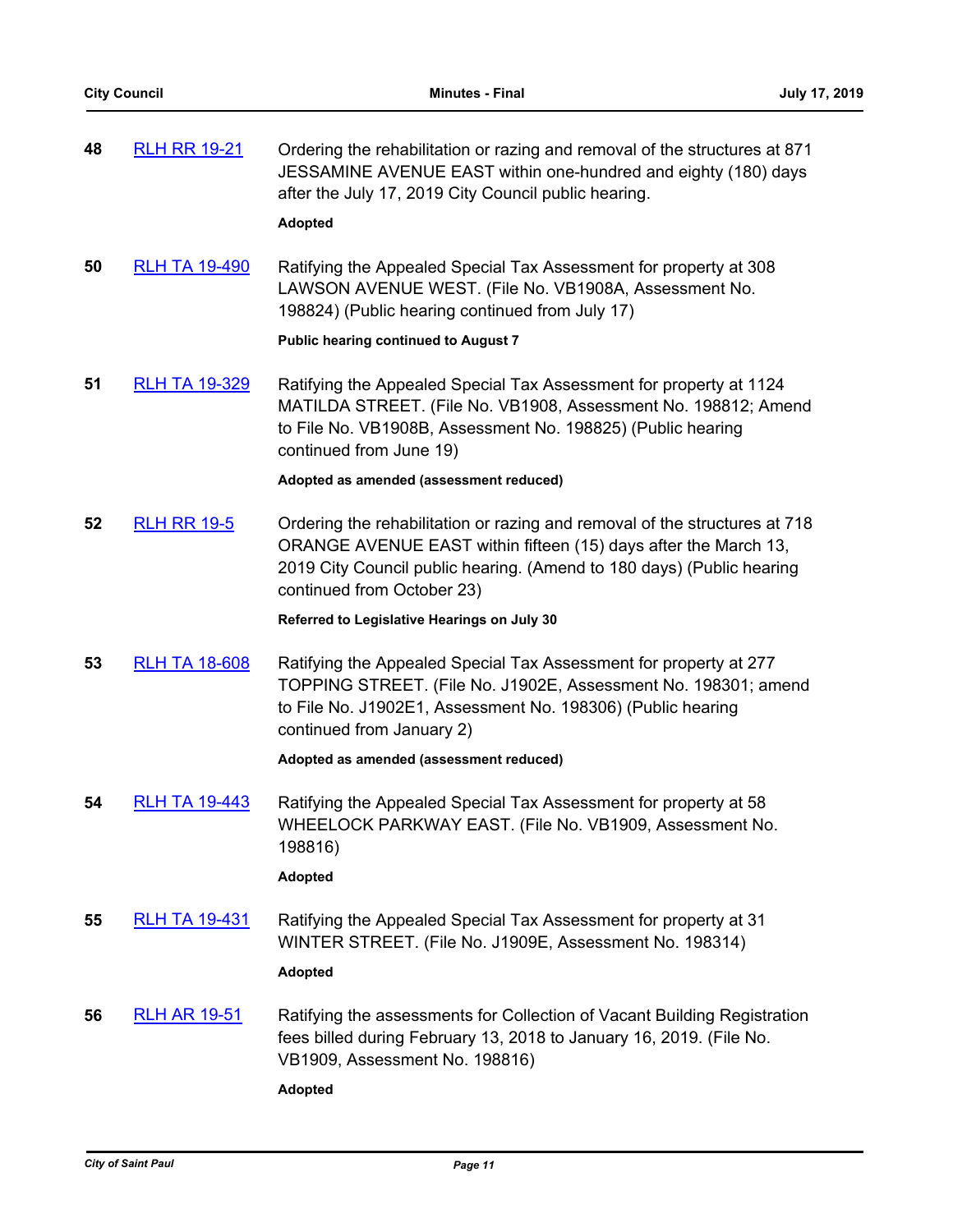**48** RLH RR 19-21

Ordering the rehabilitation or razing and removal of the structures at 871 JESSAMINE AVENUE EAST within one-hundred and eighty (180) days after the July 17, 2019 City Council public hearing.

**Adopted**

**50** RLH TA 19-490

Ratifying the Appealed Special Tax Assessment for property at 308 LAWSON AVENUE WEST. (File No. VB1908A, Assessment No. 198824) (Public hearing continued from July 17)

**Public hearing continued to August 7**

**51** RLH TA 19-329

Ratifying the Appealed Special Tax Assessment for property at 1124 MATILDA STREET. (File No. VB1908, Assessment No. 198812; Amend to File No. VB1908B, Assessment No. 198825) (Public hearing continued from June 19)

**Adopted as amended (assessment reduced)**

**52** RLH RR 19-5

Ordering the rehabilitation or razing and removal of the structures at 718 ORANGE AVENUE EAST within fifteen (15) days after the March 13, 2019 City Council public hearing. (Amend to 180 days) (Public hearing continued from October 23)

**Referred to Legislative Hearings on July 30**

**53** RLH TA 18-608

Ratifying the Appealed Special Tax Assessment for property at 277 TOPPING STREET. (File No. J1902E, Assessment No. 198301; amend to File No. J1902E1, Assessment No. 198306) (Public hearing continued from January 2)

**Adopted as amended (assessment reduced)**

**54** RLH TA 19-443

Ratifying the Appealed Special Tax Assessment for property at 58 WHEELOCK PARKWAY EAST. (File No. VB1909, Assessment No. 198816)

**Adopted**

**55** RLH TA 19-431

Ratifying the Appealed Special Tax Assessment for property at 31 WINTER STREET. (File No. J1909E, Assessment No. 198314)

**Adopted**

**56** RLH AR 19-51

Ratifying the assessments for Collection of Vacant Building Registration fees billed during February 13, 2018 to January 16, 2019. (File No. VB1909, Assessment No. 198816)

**Adopted**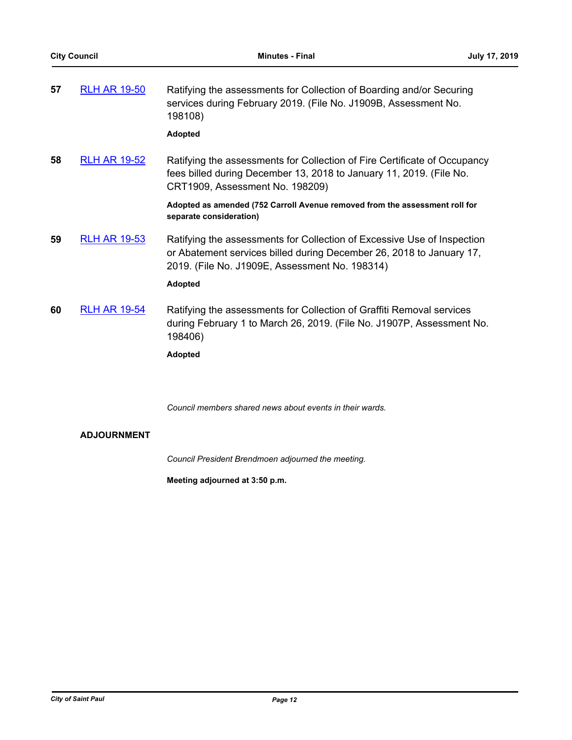**57** [RLH AR 19-50] Ratifying the assessments for Collection of Boarding and/or Securing services during February 2019. (File No. J1909B, Assessment No. 198108)

**Adopted**

**58** [RLH AR 19-52] Ratifying the assessments for Collection of Fire Certificate of Occupancy fees billed during December 13, 2018 to January 11, 2019. (File No. CRT1909, Assessment No. 198209)

**Adopted as amended (752 Carroll Avenue removed from the assessment roll for separate consideration)**

**59** [RLH AR 19-53] Ratifying the assessments for Collection of Excessive Use of Inspection or Abatement services billed during December 26, 2018 to January 17, 2019. (File No. J1909E, Assessment No. 198314)

**Adopted**

**60** [RLH AR 19-54] Ratifying the assessments for Collection of Graffiti Removal services during February 1 to March 26, 2019. (File No. J1907P, Assessment No. 198406)

**Adopted**

*Council members shared news about events in their wards.*

## ADJOURNMENT

*Council President Brendmoen adjourned the meeting.*

**Meeting adjourned at 3:50 p.m.**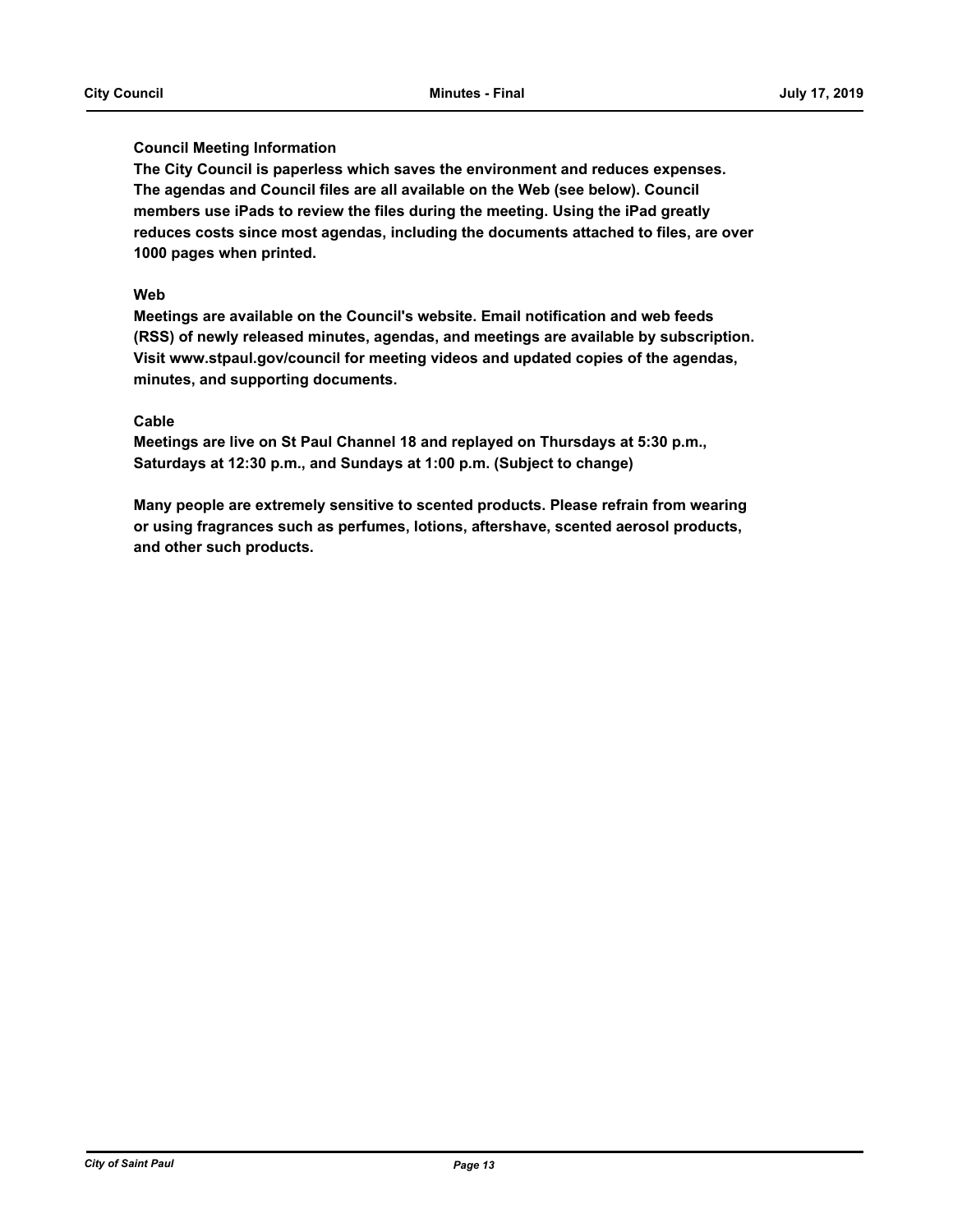**Council Meeting Information**

**The City Council is paperless which saves the environment and reduces expenses. The agendas and Council files are all available on the Web (see below). Council members use iPads to review the files during the meeting. Using the iPad greatly reduces costs since most agendas, including the documents attached to files, are over 1000 pages when printed.**

**Web**

**Meetings are available on the Council's website. Email notification and web feeds (RSS) of newly released minutes, agendas, and meetings are available by subscription. Visit www.stpaul.gov/council for meeting videos and updated copies of the agendas, minutes, and supporting documents.**

**Cable**

**Meetings are live on St Paul Channel 18 and replayed on Thursdays at 5:30 p.m., Saturdays at 12:30 p.m., and Sundays at 1:00 p.m. (Subject to change)**

**Many people are extremely sensitive to scented products. Please refrain from wearing or using fragrances such as perfumes, lotions, aftershave, scented aerosol products, and other such products.**